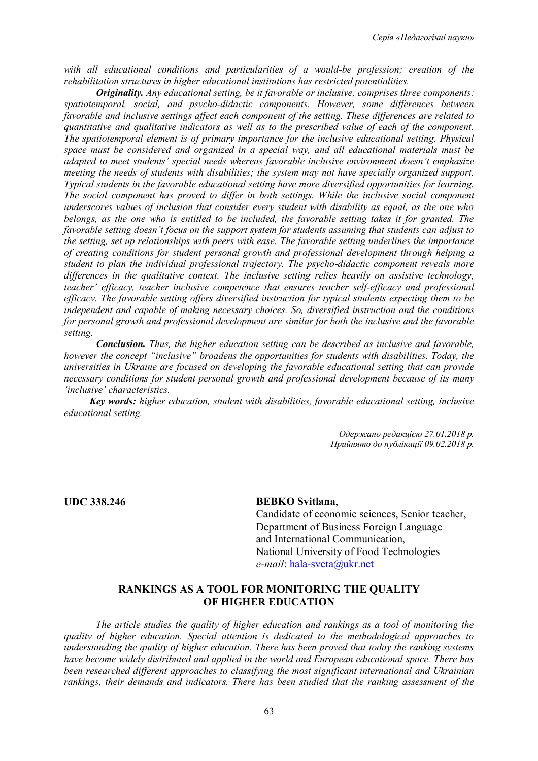*with all educational conditions and particularities of a would-be profession; creation of the rehabilitation structures in higher educational institutions has restricted potentialities.*

***Originality.*** *Any educational setting, be it favorable or inclusive, comprises three components: spatiotemporal, social, and psycho-didactic components. However, some differences between favorable and inclusive settings affect each component of the setting. These differences are related to quantitative and qualitative indicators as well as to the prescribed value of each of the component. The spatiotemporal element is of primary importance for the inclusive educational setting. Physical space must be considered and organized in a special way, and all educational materials must be adapted to meet students' special needs whereas favorable inclusive environment doesn't emphasize meeting the needs of students with disabilities; the system may not have specially organized support. Typical students in the favorable educational setting have more diversified opportunities for learning. The social component has proved to differ in both settings. While the inclusive social component underscores values of inclusion that consider every student with disability as equal, as the one who belongs, as the one who is entitled to be included, the favorable setting takes it for granted. The favorable setting doesn't focus on the support system for students assuming that students can adjust to the setting, set up relationships with peers with ease. The favorable setting underlines the importance of creating conditions for student personal growth and professional development through helping a student to plan the individual professional trajectory. The psycho-didactic component reveals more differences in the qualitative context. The inclusive setting relies heavily on assistive technology, teacher' efficacy, teacher inclusive competence that ensures teacher self-efficacy and professional efficacy. The favorable setting offers diversified instruction for typical students expecting them to be independent and capable of making necessary choices. So, diversified instruction and the conditions for personal growth and professional development are similar for both the inclusive and the favorable setting.*

***Conclusion.*** *Thus, the higher education setting can be described as inclusive and favorable, however the concept "inclusive" broadens the opportunities for students with disabilities. Today, the universities in Ukraine are focused on developing the favorable educational setting that can provide necessary conditions for student personal growth and professional development because of its many 'inclusive' characteristics.*

***Key words:*** *higher education, student with disabilities, favorable educational setting, inclusive educational setting.*

*Одержано редакцією 27.01.2018 р.*
*Прийнято до публікації 09.02.2018 р.*

**UDC 338.246**

**BEBKO Svitlana**,
Candidate of economic sciences, Senior teacher,
Department of Business Foreign Language
and International Communication,
National University of Food Technologies
*e-mail*: hala-sveta@ukr.net

## RANKINGS AS A TOOL FOR MONITORING THE QUALITY OF HIGHER EDUCATION

*The article studies the quality of higher education and rankings as a tool of monitoring the quality of higher education. Special attention is dedicated to the methodological approaches to understanding the quality of higher education. There has been proved that today the ranking systems have become widely distributed and applied in the world and European educational space. There has been researched different approaches to classifying the most significant international and Ukrainian rankings, their demands and indicators. There has been studied that the ranking assessment of the*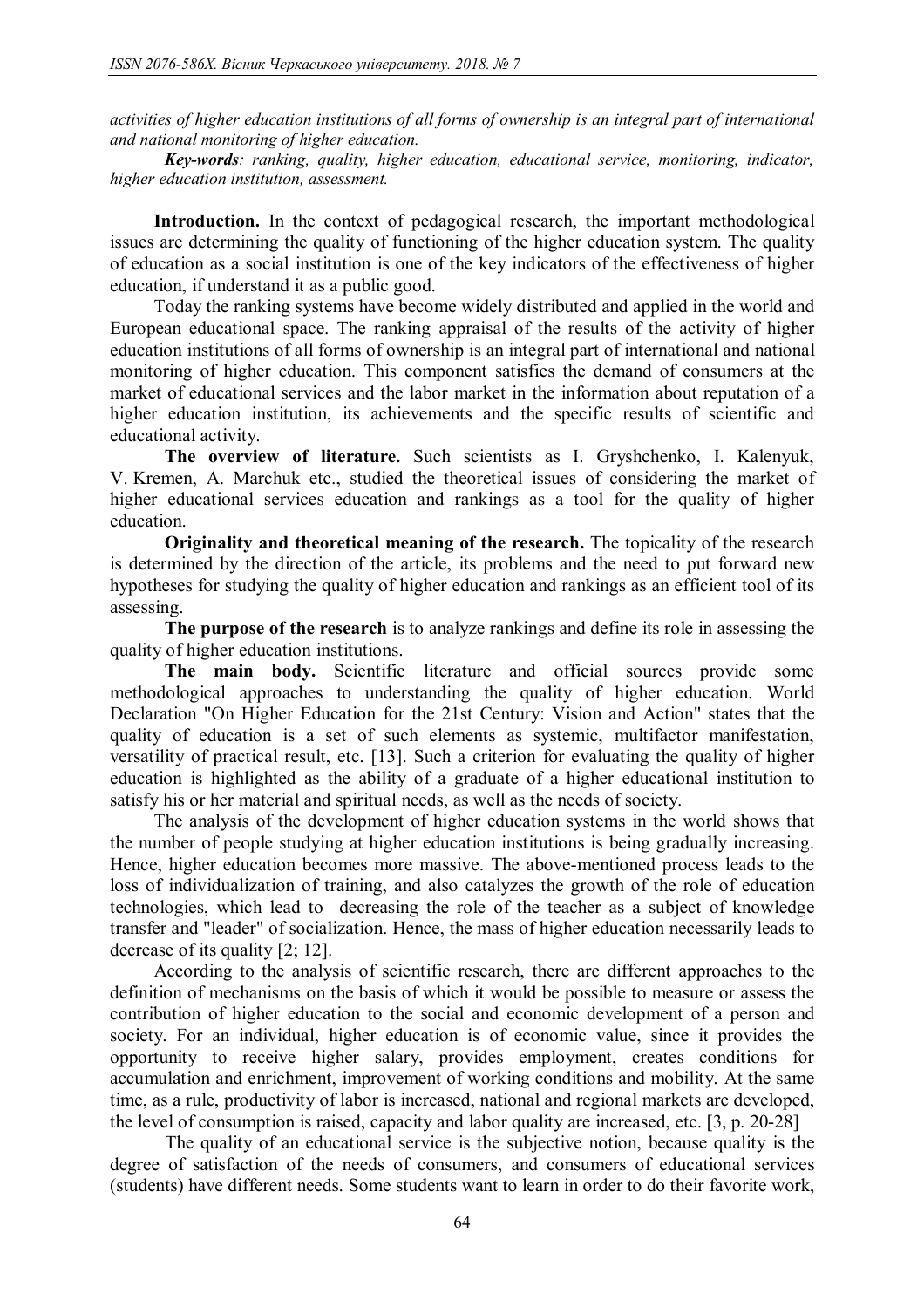*activities of higher education institutions of all forms of ownership is an integral part of international and national monitoring of higher education.*

***Key-words****: ranking, quality, higher education, educational service, monitoring, indicator, higher education institution, assessment.*

**Introduction.** In the context of pedagogical research, the important methodological issues are determining the quality of functioning of the higher education system. The quality of education as a social institution is one of the key indicators of the effectiveness of higher education, if understand it as a public good.

Today the ranking systems have become widely distributed and applied in the world and European educational space. The ranking appraisal of the results of the activity of higher education institutions of all forms of ownership is an integral part of international and national monitoring of higher education. This component satisfies the demand of consumers at the market of educational services and the labor market in the information about reputation of a higher education institution, its achievements and the specific results of scientific and educational activity.

**The overview of literature.** Such scientists as I. Gryshchenko, I. Kalenyuk, V. Kremen, A. Marchuk etc., studied the theoretical issues of considering the market of higher educational services education and rankings as a tool for the quality of higher education.

**Originality and theoretical meaning of the research.** The topicality of the research is determined by the direction of the article, its problems and the need to put forward new hypotheses for studying the quality of higher education and rankings as an efficient tool of its assessing.

**The purpose of the research** is to analyze rankings and define its role in assessing the quality of higher education institutions.

**The main body.** Scientific literature and official sources provide some methodological approaches to understanding the quality of higher education. World Declaration "On Higher Education for the 21st Century: Vision and Action" states that the quality of education is a set of such elements as systemic, multifactor manifestation, versatility of practical result, etc. [13]. Such a criterion for evaluating the quality of higher education is highlighted as the ability of a graduate of a higher educational institution to satisfy his or her material and spiritual needs, as well as the needs of society.

The analysis of the development of higher education systems in the world shows that the number of people studying at higher education institutions is being gradually increasing. Hence, higher education becomes more massive. The above-mentioned process leads to the loss of individualization of training, and also catalyzes the growth of the role of education technologies, which lead to decreasing the role of the teacher as a subject of knowledge transfer and "leader" of socialization. Hence, the mass of higher education necessarily leads to decrease of its quality [2; 12].

According to the analysis of scientific research, there are different approaches to the definition of mechanisms on the basis of which it would be possible to measure or assess the contribution of higher education to the social and economic development of a person and society. For an individual, higher education is of economic value, since it provides the opportunity to receive higher salary, provides employment, creates conditions for accumulation and enrichment, improvement of working conditions and mobility. At the same time, as a rule, productivity of labor is increased, national and regional markets are developed, the level of consumption is raised, capacity and labor quality are increased, etc. [3, p. 20-28]

The quality of an educational service is the subjective notion, because quality is the degree of satisfaction of the needs of consumers, and consumers of educational services (students) have different needs. Some students want to learn in order to do their favorite work,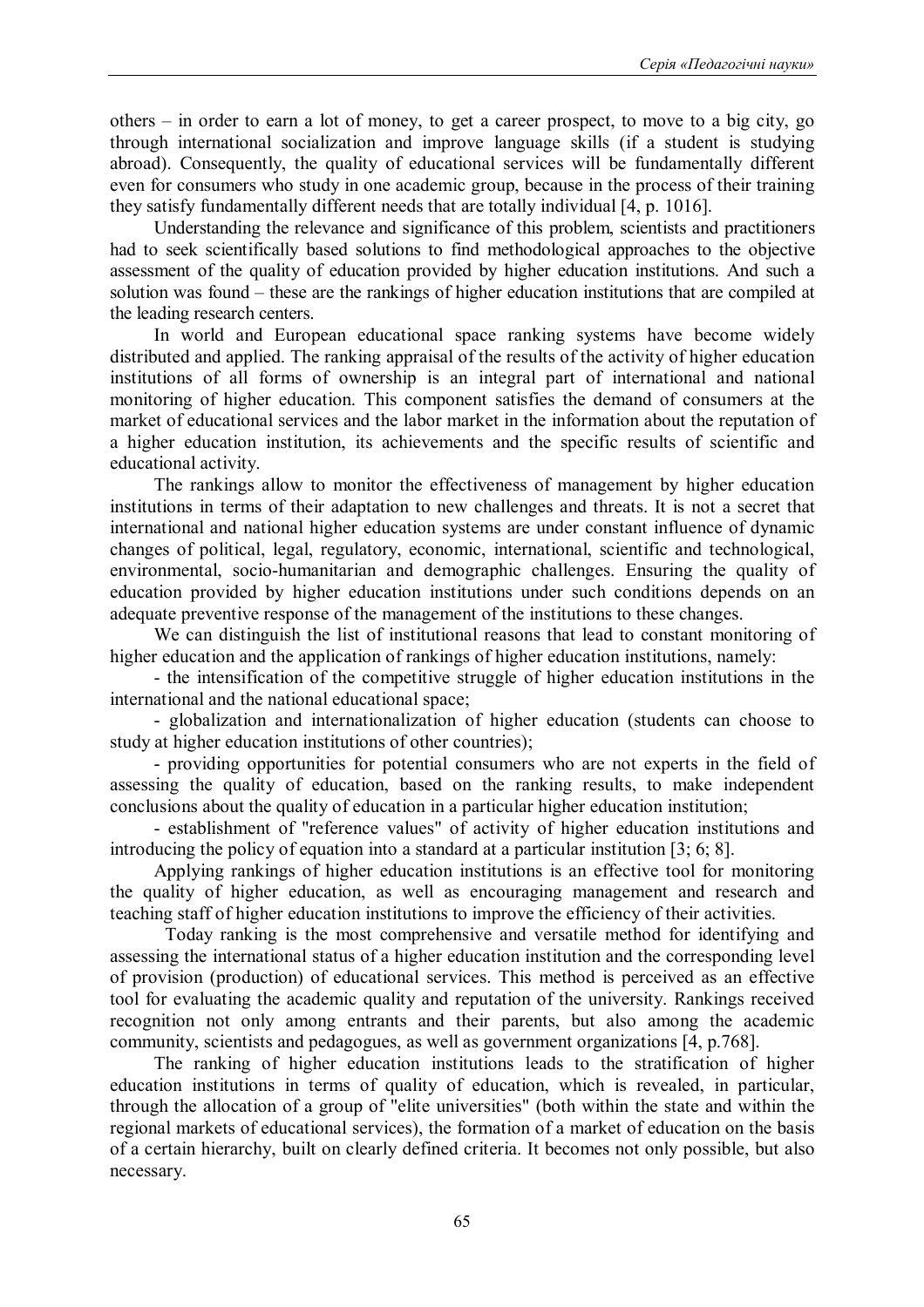others – in order to earn a lot of money, to get a career prospect, to move to a big city, go through international socialization and improve language skills (if a student is studying abroad). Consequently, the quality of educational services will be fundamentally different even for consumers who study in one academic group, because in the process of their training they satisfy fundamentally different needs that are totally individual [4, p. 1016].

Understanding the relevance and significance of this problem, scientists and practitioners had to seek scientifically based solutions to find methodological approaches to the objective assessment of the quality of education provided by higher education institutions. And such a solution was found – these are the rankings of higher education institutions that are compiled at the leading research centers.

In world and European educational space ranking systems have become widely distributed and applied. The ranking appraisal of the results of the activity of higher education institutions of all forms of ownership is an integral part of international and national monitoring of higher education. This component satisfies the demand of consumers at the market of educational services and the labor market in the information about the reputation of a higher education institution, its achievements and the specific results of scientific and educational activity.

The rankings allow to monitor the effectiveness of management by higher education institutions in terms of their adaptation to new challenges and threats. It is not a secret that international and national higher education systems are under constant influence of dynamic changes of political, legal, regulatory, economic, international, scientific and technological, environmental, socio-humanitarian and demographic challenges. Ensuring the quality of education provided by higher education institutions under such conditions depends on an adequate preventive response of the management of the institutions to these changes.

We can distinguish the list of institutional reasons that lead to constant monitoring of higher education and the application of rankings of higher education institutions, namely:

- the intensification of the competitive struggle of higher education institutions in the international and the national educational space;
- globalization and internationalization of higher education (students can choose to study at higher education institutions of other countries);
- providing opportunities for potential consumers who are not experts in the field of assessing the quality of education, based on the ranking results, to make independent conclusions about the quality of education in a particular higher education institution;
- establishment of "reference values" of activity of higher education institutions and introducing the policy of equation into a standard at a particular institution [3; 6; 8].

Applying rankings of higher education institutions is an effective tool for monitoring the quality of higher education, as well as encouraging management and research and teaching staff of higher education institutions to improve the efficiency of their activities.

Today ranking is the most comprehensive and versatile method for identifying and assessing the international status of a higher education institution and the corresponding level of provision (production) of educational services. This method is perceived as an effective tool for evaluating the academic quality and reputation of the university. Rankings received recognition not only among entrants and their parents, but also among the academic community, scientists and pedagogues, as well as government organizations [4, p.768].

The ranking of higher education institutions leads to the stratification of higher education institutions in terms of quality of education, which is revealed, in particular, through the allocation of a group of "elite universities" (both within the state and within the regional markets of educational services), the formation of a market of education on the basis of a certain hierarchy, built on clearly defined criteria. It becomes not only possible, but also necessary.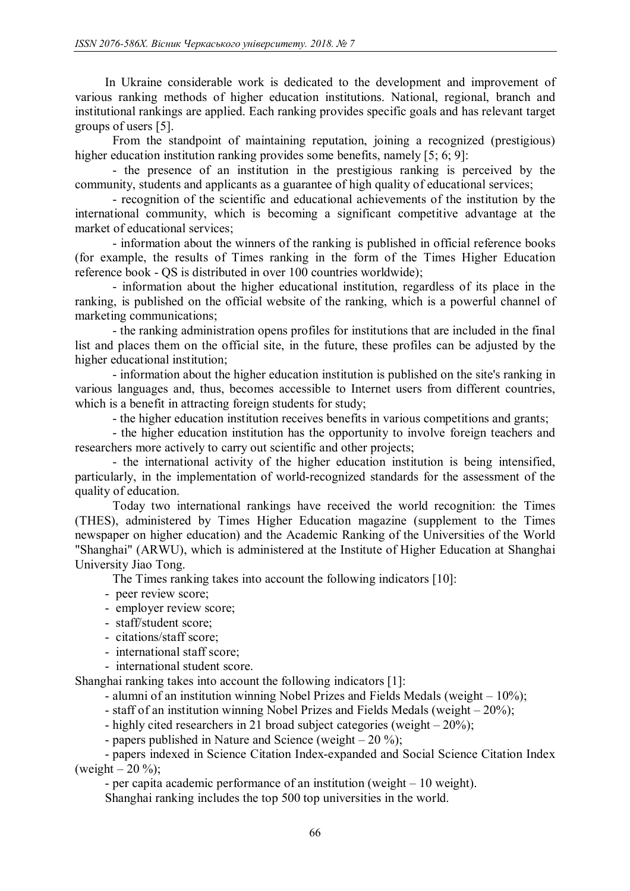In Ukraine considerable work is dedicated to the development and improvement of various ranking methods of higher education institutions. National, regional, branch and institutional rankings are applied. Each ranking provides specific goals and has relevant target groups of users [5].

From the standpoint of maintaining reputation, joining a recognized (prestigious) higher education institution ranking provides some benefits, namely [5; 6; 9]:

- the presence of an institution in the prestigious ranking is perceived by the community, students and applicants as a guarantee of high quality of educational services;
- recognition of the scientific and educational achievements of the institution by the international community, which is becoming a significant competitive advantage at the market of educational services;
- information about the winners of the ranking is published in official reference books (for example, the results of Times ranking in the form of the Times Higher Education reference book - QS is distributed in over 100 countries worldwide);
- information about the higher educational institution, regardless of its place in the ranking, is published on the official website of the ranking, which is a powerful channel of marketing communications;
- the ranking administration opens profiles for institutions that are included in the final list and places them on the official site, in the future, these profiles can be adjusted by the higher educational institution;
- information about the higher education institution is published on the site's ranking in various languages and, thus, becomes accessible to Internet users from different countries, which is a benefit in attracting foreign students for study;
- the higher education institution receives benefits in various competitions and grants;
- the higher education institution has the opportunity to involve foreign teachers and researchers more actively to carry out scientific and other projects;
- the international activity of the higher education institution is being intensified, particularly, in the implementation of world-recognized standards for the assessment of the quality of education.

Today two international rankings have received the world recognition: the Times (THES), administered by Times Higher Education magazine (supplement to the Times newspaper on higher education) and the Academic Ranking of the Universities of the World "Shanghai" (ARWU), which is administered at the Institute of Higher Education at Shanghai University Jiao Tong.

The Times ranking takes into account the following indicators [10]:

- peer review score;
- employer review score;
- staff/student score;
- citations/staff score;
- international staff score;
- international student score.

Shanghai ranking takes into account the following indicators [1]:

- alumni of an institution winning Nobel Prizes and Fields Medals (weight – 10%);
- staff of an institution winning Nobel Prizes and Fields Medals (weight – 20%);
- highly cited researchers in 21 broad subject categories (weight – 20%);
- papers published in Nature and Science (weight – 20 %);
- papers indexed in Science Citation Index-expanded and Social Science Citation Index (weight – 20 %);
- per capita academic performance of an institution (weight – 10 weight).

Shanghai ranking includes the top 500 top universities in the world.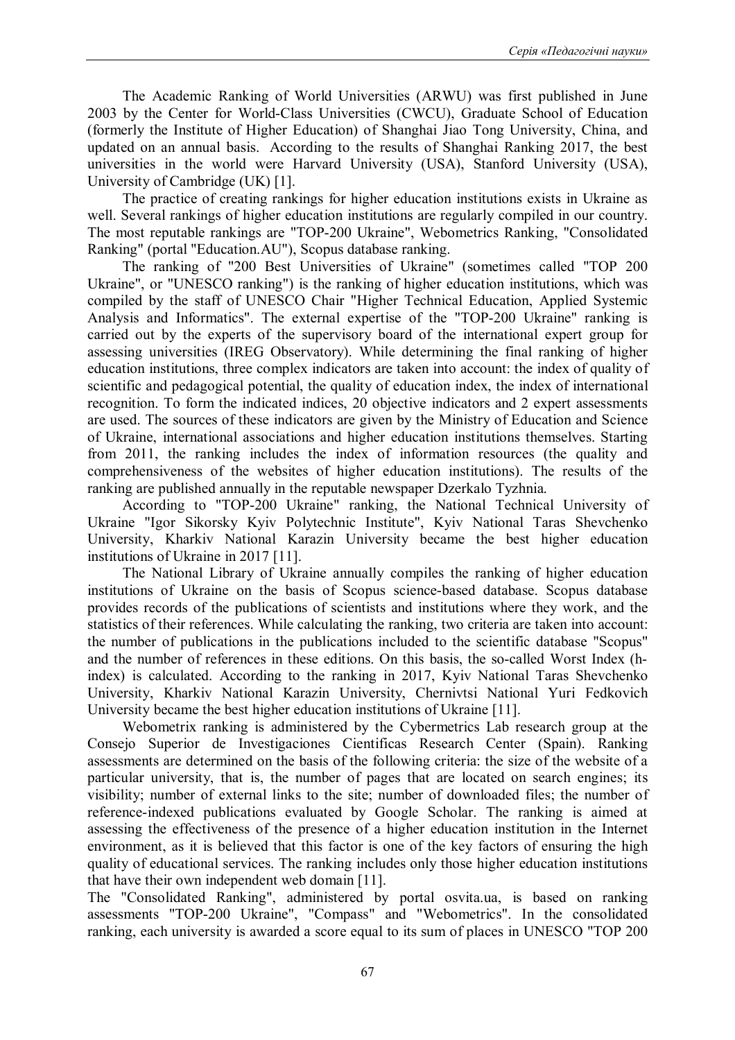The Academic Ranking of World Universities (ARWU) was first published in June 2003 by the Center for World-Class Universities (CWCU), Graduate School of Education (formerly the Institute of Higher Education) of Shanghai Jiao Tong University, China, and updated on an annual basis. According to the results of Shanghai Ranking 2017, the best universities in the world were Harvard University (USA), Stanford University (USA), University of Cambridge (UK) [1].

The practice of creating rankings for higher education institutions exists in Ukraine as well. Several rankings of higher education institutions are regularly compiled in our country. The most reputable rankings are "TOP-200 Ukraine", Webometrics Ranking, "Consolidated Ranking" (portal "Education.AU"), Scopus database ranking.

The ranking of "200 Best Universities of Ukraine" (sometimes called "TOP 200 Ukraine", or "UNESCO ranking") is the ranking of higher education institutions, which was compiled by the staff of UNESCO Chair "Higher Technical Education, Applied Systemic Analysis and Informatics". The external expertise of the "TOP-200 Ukraine" ranking is carried out by the experts of the supervisory board of the international expert group for assessing universities (IREG Observatory). While determining the final ranking of higher education institutions, three complex indicators are taken into account: the index of quality of scientific and pedagogical potential, the quality of education index, the index of international recognition. To form the indicated indices, 20 objective indicators and 2 expert assessments are used. The sources of these indicators are given by the Ministry of Education and Science of Ukraine, international associations and higher education institutions themselves. Starting from 2011, the ranking includes the index of information resources (the quality and comprehensiveness of the websites of higher education institutions). The results of the ranking are published annually in the reputable newspaper Dzerkalo Tyzhnia.

According to "TOP-200 Ukraine" ranking, the National Technical University of Ukraine "Igor Sikorsky Kyiv Polytechnic Institute", Kyiv National Taras Shevchenko University, Kharkiv National Karazin University became the best higher education institutions of Ukraine in 2017 [11].

The National Library of Ukraine annually compiles the ranking of higher education institutions of Ukraine on the basis of Scopus science-based database. Scopus database provides records of the publications of scientists and institutions where they work, and the statistics of their references. While calculating the ranking, two criteria are taken into account: the number of publications in the publications included to the scientific database "Scopus" and the number of references in these editions. On this basis, the so-called Worst Index (h-index) is calculated. According to the ranking in 2017, Kyiv National Taras Shevchenko University, Kharkiv National Karazin University, Chernivtsi National Yuri Fedkovich University became the best higher education institutions of Ukraine [11].

Webometrix ranking is administered by the Cybermetrics Lab research group at the Consejo Superior de Investigaciones Cientificas Research Center (Spain). Ranking assessments are determined on the basis of the following criteria: the size of the website of a particular university, that is, the number of pages that are located on search engines; its visibility; number of external links to the site; number of downloaded files; the number of reference-indexed publications evaluated by Google Scholar. The ranking is aimed at assessing the effectiveness of the presence of a higher education institution in the Internet environment, as it is believed that this factor is one of the key factors of ensuring the high quality of educational services. The ranking includes only those higher education institutions that have their own independent web domain [11].

The "Consolidated Ranking", administered by portal osvita.ua, is based on ranking assessments "TOP-200 Ukraine", "Compass" and "Webometrics". In the consolidated ranking, each university is awarded a score equal to its sum of places in UNESCO "TOP 200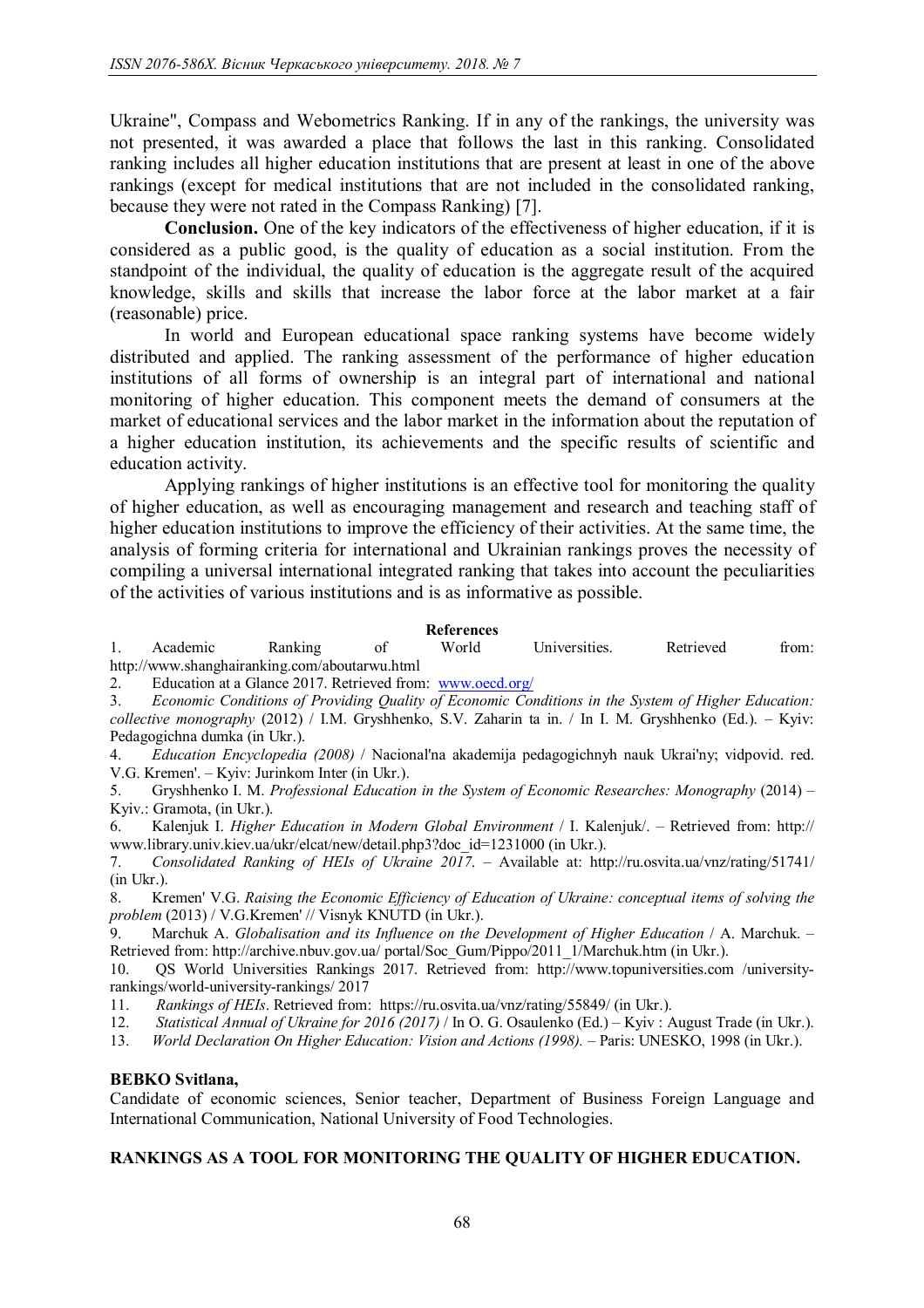Ukraine", Compass and Webometrics Ranking. If in any of the rankings, the university was not presented, it was awarded a place that follows the last in this ranking. Consolidated ranking includes all higher education institutions that are present at least in one of the above rankings (except for medical institutions that are not included in the consolidated ranking, because they were not rated in the Compass Ranking) [7].

**Conclusion.** One of the key indicators of the effectiveness of higher education, if it is considered as a public good, is the quality of education as a social institution. From the standpoint of the individual, the quality of education is the aggregate result of the acquired knowledge, skills and skills that increase the labor force at the labor market at a fair (reasonable) price.

In world and European educational space ranking systems have become widely distributed and applied. The ranking assessment of the performance of higher education institutions of all forms of ownership is an integral part of international and national monitoring of higher education. This component meets the demand of consumers at the market of educational services and the labor market in the information about the reputation of a higher education institution, its achievements and the specific results of scientific and education activity.

Applying rankings of higher institutions is an effective tool for monitoring the quality of higher education, as well as encouraging management and research and teaching staff of higher education institutions to improve the efficiency of their activities. At the same time, the analysis of forming criteria for international and Ukrainian rankings proves the necessity of compiling a universal international integrated ranking that takes into account the peculiarities of the activities of various institutions and is as informative as possible.

**References**

1. Academic Ranking of World Universities. Retrieved from: http://www.shanghairanking.com/aboutarwu.html
2. Education at a Glance 2017. Retrieved from: www.oecd.org/
3. *Economic Conditions of Providing Quality of Economic Conditions in the System of Higher Education: collective monography* (2012) / I.M. Gryshhenko, S.V. Zaharin ta in. / In I. M. Gryshhenko (Ed.). – Kyiv: Pedagogichna dumka (in Ukr.).
4. *Education Encyclopedia (2008)* / Nacional'na akademija pedagogichnyh nauk Ukrai'ny; vidpovid. red. V.G. Kremen'. – Kyiv: Jurinkom Inter (in Ukr.).
5. Gryshhenko I. M. *Professional Education in the System of Economic Researches: Monography* (2014) – Kyiv.: Gramota, (in Ukr.).
6. Kalenjuk I. *Higher Education in Modern Global Environment* / I. Kalenjuk/. – Retrieved from: http:// www.library.univ.kiev.ua/ukr/elcat/new/detail.php3?doc_id=1231000 (in Ukr.).
7. *Consolidated Ranking of HEIs of Ukraine 2017*. – Available at: http://ru.osvita.ua/vnz/rating/51741/ (in Ukr.).
8. Kremen' V.G. *Raising the Economic Efficiency of Education of Ukraine: conceptual items of solving the problem* (2013) / V.G.Kremen' // Visnyk KNUTD (in Ukr.).
9. Marchuk A. *Globalisation and its Influence on the Development of Higher Education* / A. Marchuk. – Retrieved from: http://archive.nbuv.gov.ua/ portal/Soc_Gum/Pippo/2011_1/Marchuk.htm (in Ukr.).
10. QS World Universities Rankings 2017. Retrieved from: http://www.topuniversities.com /university-rankings/world-university-rankings/ 2017
11. *Rankings of HEIs*. Retrieved from: https://ru.osvita.ua/vnz/rating/55849/ (in Ukr.).
12. *Statistical Annual of Ukraine for 2016 (2017)* / In O. G. Osaulenko (Ed.) – Kyiv : August Trade (in Ukr.).
13. *World Declaration On Higher Education: Vision and Actions (1998).* – Paris: UNESKO, 1998 (in Ukr.).

**BEBKO Svitlana,**
Candidate of economic sciences, Senior teacher, Department of Business Foreign Language and International Communication, National University of Food Technologies.

**RANKINGS AS A TOOL FOR MONITORING THE QUALITY OF HIGHER EDUCATION.**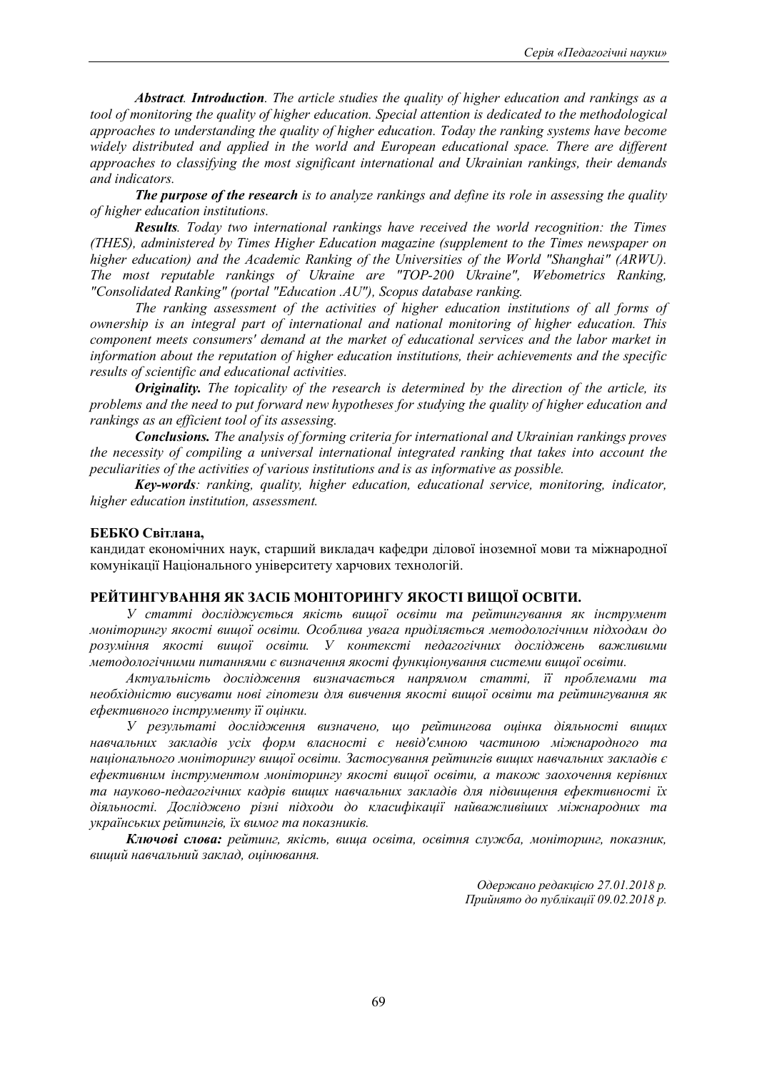***Abstract**. **Introduction**. The article studies the quality of higher education and rankings as a tool of monitoring the quality of higher education. Special attention is dedicated to the methodological approaches to understanding the quality of higher education. Today the ranking systems have become widely distributed and applied in the world and European educational space. There are different approaches to classifying the most significant international and Ukrainian rankings, their demands and indicators.*

***The purpose of the research** is to analyze rankings and define its role in assessing the quality of higher education institutions.*

***Results**. Today two international rankings have received the world recognition: the Times (THES), administered by Times Higher Education magazine (supplement to the Times newspaper on higher education) and the Academic Ranking of the Universities of the World "Shanghai" (ARWU). The most reputable rankings of Ukraine are "TOP-200 Ukraine", Webometrics Ranking, "Consolidated Ranking" (portal "Education .AU"), Scopus database ranking.*

*The ranking assessment of the activities of higher education institutions of all forms of ownership is an integral part of international and national monitoring of higher education. This component meets consumers' demand at the market of educational services and the labor market in information about the reputation of higher education institutions, their achievements and the specific results of scientific and educational activities.*

***Originality.** The topicality of the research is determined by the direction of the article, its problems and the need to put forward new hypotheses for studying the quality of higher education and rankings as an efficient tool of its assessing.*

***Conclusions.** The analysis of forming criteria for international and Ukrainian rankings proves the necessity of compiling a universal international integrated ranking that takes into account the peculiarities of the activities of various institutions and is as informative as possible.*

***Key-words**: ranking, quality, higher education, educational service, monitoring, indicator, higher education institution, assessment.*

**БЕБКО Світлана,**
кандидат економічних наук, старший викладач кафедри ділової іноземної мови та міжнародної комунікації Національного університету харчових технологій.

**РЕЙТИНГУВАННЯ ЯК ЗАСІБ МОНІТОРИНГУ ЯКОСТІ ВИЩОЇ ОСВІТИ.**

*У статті досліджується якість вищої освіти та рейтингування як інструмент моніторингу якості вищої освіти. Особлива увага приділяється методологічним підходам до розуміння якості вищої освіти. У контексті педагогічних досліджень важливими методологічними питаннями є визначення якості функціонування системи вищої освіти.*

*Актуальність дослідження визначається напрямом статті, її проблемами та необхідністю висувати нові гіпотези для вивчення якості вищої освіти та рейтингування як ефективного інструменту її оцінки.*

*У результаті дослідження визначено, що рейтингова оцінка діяльності вищих навчальних закладів усіх форм власності є невід'ємною частиною міжнародного та національного моніторингу вищої освіти. Застосування рейтингів вищих навчальних закладів є ефективним інструментом моніторингу якості вищої освіти, а також заохочення керівних та науково-педагогічних кадрів вищих навчальних закладів для підвищення ефективності їх діяльності. Досліджено різні підходи до класифікації найважливіших міжнародних та українських рейтингів, їх вимог та показників.*

***Ключові слова:** рейтинг, якість, вища освіта, освітня служба, моніторинг, показник, вищий навчальний заклад, оцінювання.*

*Одержано редакцією 27.01.2018 р.*
*Прийнято до публікації 09.02.2018 р.*